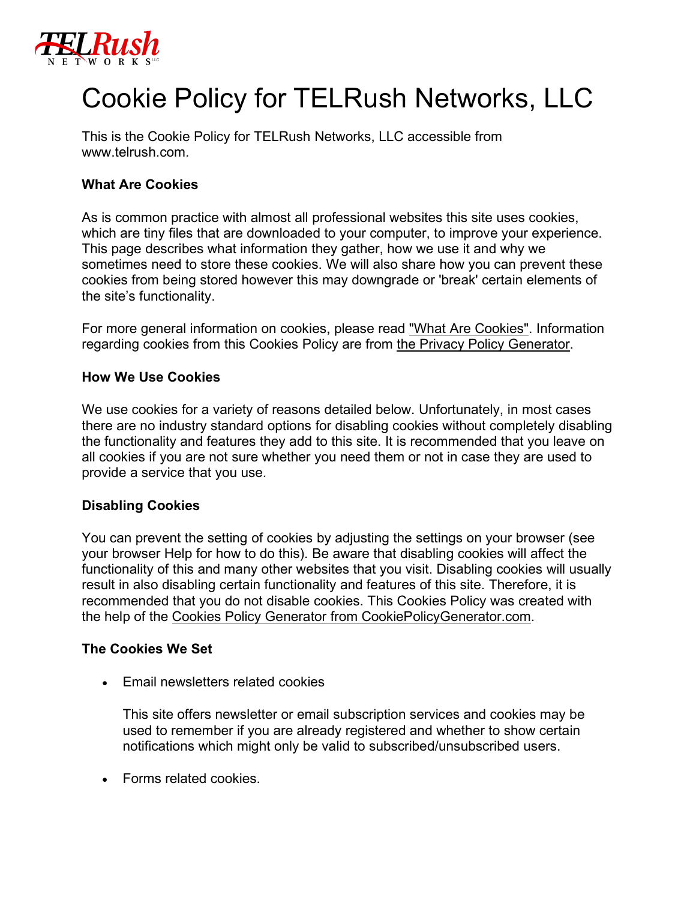# Cookie Policy for TELRush Networks, LLC

This is the Cookie Policy for TELRush Networks, LLC accessible from www.telrush.com.

**What Are Cookies**

As is common practice with almost all professional websites this site uses cookies, which are tiny files that are downloaded to your computer, to improve your experience. This page describes what information they gather, how we use it and why we sometimes need to store these cookies. We will also share how you can prevent these cookies from being stored however this may downgrade or 'break' certain elements of the site's functionality.

For more general information on cookies, please read "What Are Cookies". Information regarding cookies from this Cookies Policy are from the Privacy Policy Generator.

**How We Use Cookies**

We use cookies for a variety of reasons detailed below. Unfortunately, in most cases there are no industry standard options for disabling cookies without completely disabling the functionality and features they add to this site. It is recommended that you leave on all cookies if you are not sure whether you need them or not in case they are used to provide a service that you use.

**Disabling Cookies**

You can prevent the setting of cookies by adjusting the settings on your browser (see your browser Help for how to do this). Be aware that disabling cookies will affect the functionality of this and many other websites that you visit. Disabling cookies will usually result in also disabling certain functionality and features of this site. Therefore, it is recommended that you do not disable cookies. This Cookies Policy was created with the help of the Cookies Policy Generator from CookiePolicyGenerator.com.

**The Cookies We Set**

- Email newsletters related cookies

  This site offers newsletter or email subscription services and cookies may be used to remember if you are already registered and whether to show certain notifications which might only be valid to subscribed/unsubscribed users.

- Forms related cookies.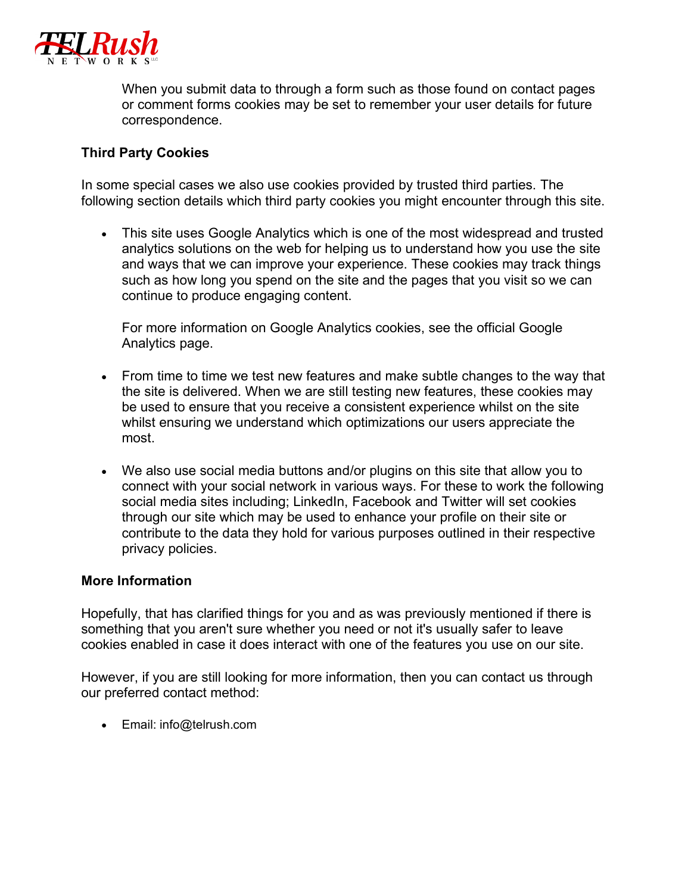When you submit data to through a form such as those found on contact pages or comment forms cookies may be set to remember your user details for future correspondence.

**Third Party Cookies**

In some special cases we also use cookies provided by trusted third parties. The following section details which third party cookies you might encounter through this site.

- This site uses Google Analytics which is one of the most widespread and trusted analytics solutions on the web for helping us to understand how you use the site and ways that we can improve your experience. These cookies may track things such as how long you spend on the site and the pages that you visit so we can continue to produce engaging content.

  For more information on Google Analytics cookies, see the official Google Analytics page.

- From time to time we test new features and make subtle changes to the way that the site is delivered. When we are still testing new features, these cookies may be used to ensure that you receive a consistent experience whilst on the site whilst ensuring we understand which optimizations our users appreciate the most.

- We also use social media buttons and/or plugins on this site that allow you to connect with your social network in various ways. For these to work the following social media sites including; LinkedIn, Facebook and Twitter will set cookies through our site which may be used to enhance your profile on their site or contribute to the data they hold for various purposes outlined in their respective privacy policies.

**More Information**

Hopefully, that has clarified things for you and as was previously mentioned if there is something that you aren't sure whether you need or not it's usually safer to leave cookies enabled in case it does interact with one of the features you use on our site.

However, if you are still looking for more information, then you can contact us through our preferred contact method:

- Email: info@telrush.com